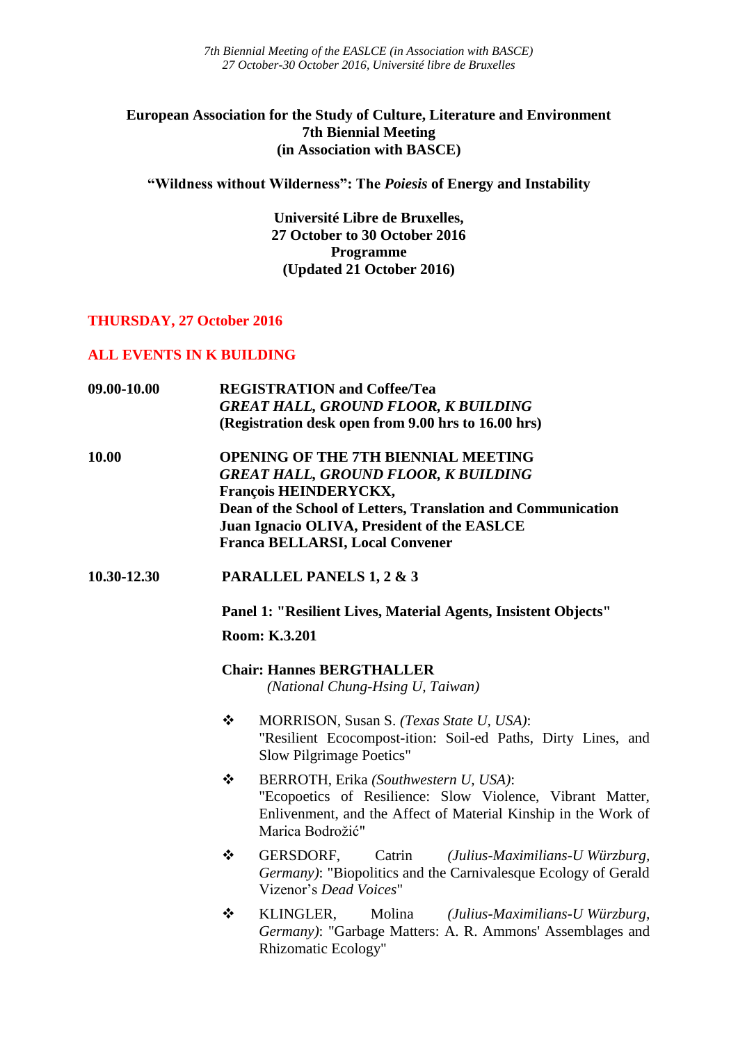**European Association for the Study of Culture, Literature and Environment**
**7th Biennial Meeting**
**(in Association with BASCE)**

**"Wildness without Wilderness": The *Poiesis* of Energy and Instability**

**Université Libre de Bruxelles,**
**27 October to 30 October 2016**
**Programme**
**(Updated 21 October 2016)**

## THURSDAY, 27 October 2016

## ALL EVENTS IN K BUILDING

**09.00-10.00**

**REGISTRATION and Coffee/Tea**
***GREAT HALL, GROUND FLOOR, K BUILDING***
**(Registration desk open from 9.00 hrs to 16.00 hrs)**

**10.00**

**OPENING OF THE 7TH BIENNIAL MEETING**
***GREAT HALL, GROUND FLOOR, K BUILDING***
**François HEINDERYCKX,**
**Dean of the School of Letters, Translation and Communication**
**Juan Ignacio OLIVA, President of the EASLCE**
**Franca BELLARSI, Local Convener**

**10.30-12.30**

**PARALLEL PANELS 1, 2 & 3**

**Panel 1: "Resilient Lives, Material Agents, Insistent Objects"**

**Room: K.3.201**

**Chair: Hannes BERGTHALLER**
*(National Chung-Hsing U, Taiwan)*

- MORRISON, Susan S. *(Texas State U, USA)*: "Resilient Ecocompost-ition: Soil-ed Paths, Dirty Lines, and Slow Pilgrimage Poetics"
- BERROTH, Erika *(Southwestern U, USA)*: "Ecopoetics of Resilience: Slow Violence, Vibrant Matter, Enlivenment, and the Affect of Material Kinship in the Work of Marica Bodrožić"
- GERSDORF, Catrin *(Julius-Maximilians-U Würzburg, Germany)*: "Biopolitics and the Carnivalesque Ecology of Gerald Vizenor's *Dead Voices*"
- KLINGLER, Molina *(Julius-Maximilians-U Würzburg, Germany)*: "Garbage Matters: A. R. Ammons' Assemblages and Rhizomatic Ecology"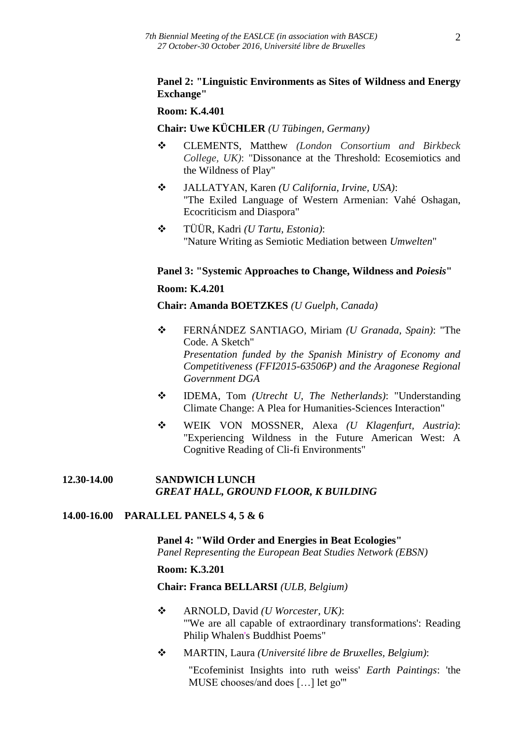**Panel 2: "Linguistic Environments as Sites of Wildness and Energy Exchange"**

**Room: K.4.401**

**Chair: Uwe KÜCHLER** *(U Tübingen, Germany)*

- CLEMENTS, Matthew *(London Consortium and Birkbeck College, UK)*: "Dissonance at the Threshold: Ecosemiotics and the Wildness of Play"
- JALLATYAN, Karen *(U California, Irvine, USA)*: "The Exiled Language of Western Armenian: Vahé Oshagan, Ecocriticism and Diaspora"
- TÜÜR, Kadri *(U Tartu, Estonia)*: "Nature Writing as Semiotic Mediation between *Umwelten*"

**Panel 3: "Systemic Approaches to Change, Wildness and *Poiesis*"**

**Room: K.4.201**

**Chair: Amanda BOETZKES** *(U Guelph, Canada)*

- FERNÁNDEZ SANTIAGO, Miriam *(U Granada, Spain)*: "The Code. A Sketch"
  *Presentation funded by the Spanish Ministry of Economy and Competitiveness (FFI2015-63506P) and the Aragonese Regional Government DGA*
- IDEMA, Tom *(Utrecht U, The Netherlands)*: "Understanding Climate Change: A Plea for Humanities-Sciences Interaction"
- WEIK VON MOSSNER, Alexa *(U Klagenfurt, Austria)*: "Experiencing Wildness in the Future American West: A Cognitive Reading of Cli-fi Environments"

**12.30-14.00 SANDWICH LUNCH**
***GREAT HALL, GROUND FLOOR, K BUILDING***

**14.00-16.00 PARALLEL PANELS 4, 5 & 6**

**Panel 4: "Wild Order and Energies in Beat Ecologies"**
*Panel Representing the European Beat Studies Network (EBSN)*

**Room: K.3.201**

**Chair: Franca BELLARSI** *(ULB, Belgium)*

- ARNOLD, David *(U Worcester, UK)*: "'We are all capable of extraordinary transformations': Reading Philip Whalen's Buddhist Poems"
- MARTIN, Laura *(Université libre de Bruxelles, Belgium)*: "Ecofeminist Insights into ruth weiss' *Earth Paintings*: 'the MUSE chooses/and does […] let go'"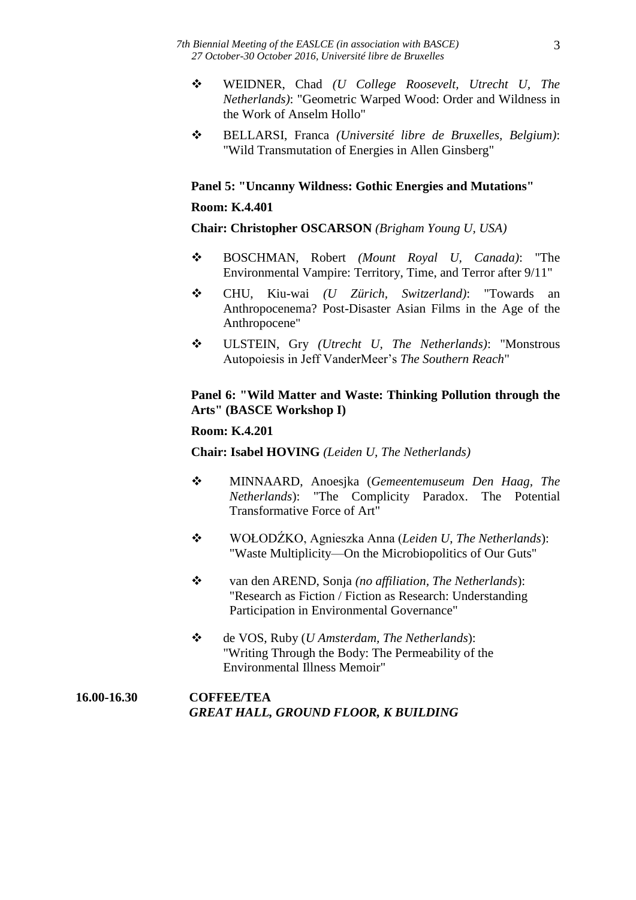- WEIDNER, Chad *(U College Roosevelt, Utrecht U, The Netherlands)*: "Geometric Warped Wood: Order and Wildness in the Work of Anselm Hollo"
- BELLARSI, Franca *(Université libre de Bruxelles, Belgium)*: "Wild Transmutation of Energies in Allen Ginsberg"

**Panel 5: "Uncanny Wildness: Gothic Energies and Mutations"**

**Room: K.4.401**

**Chair: Christopher OSCARSON** *(Brigham Young U, USA)*

- BOSCHMAN, Robert *(Mount Royal U, Canada)*: "The Environmental Vampire: Territory, Time, and Terror after 9/11"
- CHU, Kiu-wai *(U Zürich, Switzerland)*: "Towards an Anthropocenema? Post-Disaster Asian Films in the Age of the Anthropocene"
- ULSTEIN, Gry *(Utrecht U, The Netherlands)*: "Monstrous Autopoiesis in Jeff VanderMeer's *The Southern Reach*"

**Panel 6: "Wild Matter and Waste: Thinking Pollution through the Arts" (BASCE Workshop I)**

**Room: K.4.201**

**Chair: Isabel HOVING** *(Leiden U, The Netherlands)*

- MINNAARD, Anoesjka (*Gemeentemuseum Den Haag, The Netherlands*): "The Complicity Paradox. The Potential Transformative Force of Art"
- WOŁODŹKO, Agnieszka Anna (*Leiden U, The Netherlands*): "Waste Multiplicity—On the Microbiopolitics of Our Guts"
- van den AREND, Sonja *(no affiliation, The Netherlands)*: "Research as Fiction / Fiction as Research: Understanding Participation in Environmental Governance"
- de VOS, Ruby (*U Amsterdam, The Netherlands*): "Writing Through the Body: The Permeability of the Environmental Illness Memoir"

**16.00-16.30** **COFFEE/TEA**
***GREAT HALL, GROUND FLOOR, K BUILDING***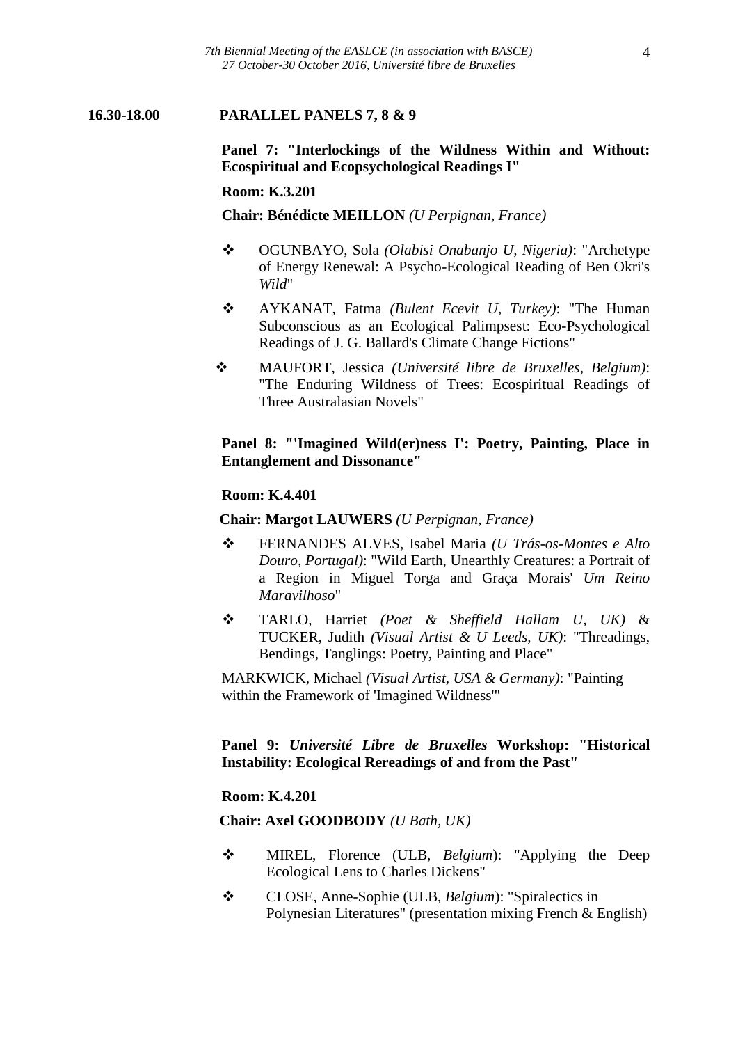**16.30-18.00 PARALLEL PANELS 7, 8 & 9**

**Panel 7: "Interlockings of the Wildness Within and Without: Ecospiritual and Ecopsychological Readings I"**

**Room: K.3.201**

**Chair: Bénédicte MEILLON** *(U Perpignan, France)*

- OGUNBAYO, Sola *(Olabisi Onabanjo U, Nigeria)*: "Archetype of Energy Renewal: A Psycho-Ecological Reading of Ben Okri's *Wild*"
- AYKANAT, Fatma *(Bulent Ecevit U, Turkey)*: "The Human Subconscious as an Ecological Palimpsest: Eco-Psychological Readings of J. G. Ballard's Climate Change Fictions"
- MAUFORT, Jessica *(Université libre de Bruxelles, Belgium)*: "The Enduring Wildness of Trees: Ecospiritual Readings of Three Australasian Novels"

**Panel 8: "'Imagined Wild(er)ness I': Poetry, Painting, Place in Entanglement and Dissonance"**

**Room: K.4.401**

**Chair: Margot LAUWERS** *(U Perpignan, France)*

- FERNANDES ALVES, Isabel Maria *(U Trás-os-Montes e Alto Douro, Portugal)*: "Wild Earth, Unearthly Creatures: a Portrait of a Region in Miguel Torga and Graça Morais' *Um Reino Maravilhoso*"
- TARLO, Harriet *(Poet & Sheffield Hallam U, UK)* & TUCKER, Judith *(Visual Artist & U Leeds, UK)*: "Threadings, Bendings, Tanglings: Poetry, Painting and Place"

MARKWICK, Michael *(Visual Artist, USA & Germany)*: "Painting within the Framework of 'Imagined Wildness'"

**Panel 9: *Université Libre de Bruxelles* Workshop: "Historical Instability: Ecological Rereadings of and from the Past"**

**Room: K.4.201**

**Chair: Axel GOODBODY** *(U Bath, UK)*

- MIREL, Florence (ULB, *Belgium*): "Applying the Deep Ecological Lens to Charles Dickens"
- CLOSE, Anne-Sophie (ULB, *Belgium*): "Spiralectics in Polynesian Literatures" (presentation mixing French & English)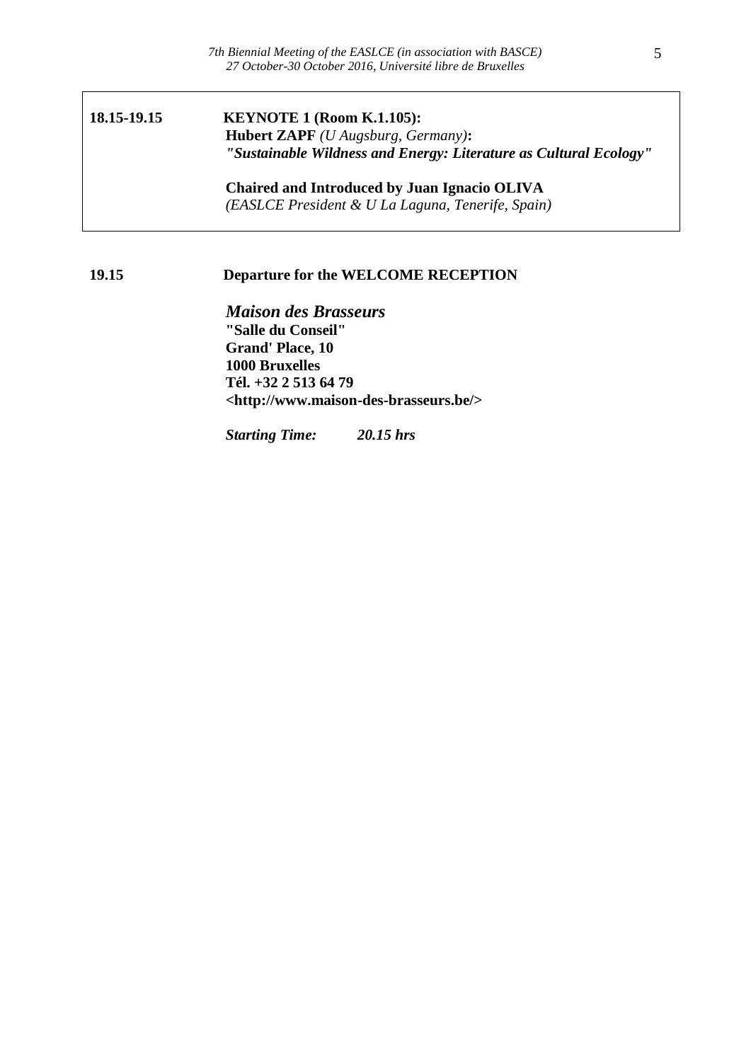**18.15-19.15** **KEYNOTE 1 (Room K.1.105):**
**Hubert ZAPF** *(U Augsburg, Germany)***:**
***"Sustainable Wildness and Energy: Literature as Cultural Ecology"***

**Chaired and Introduced by Juan Ignacio OLIVA**
*(EASLCE President & U La Laguna, Tenerife, Spain)*

**19.15** **Departure for the WELCOME RECEPTION**

***Maison des Brasseurs***
**"Salle du Conseil"**
**Grand' Place, 10**
**1000 Bruxelles**
**Tél. +32 2 513 64 79**
**<http://www.maison-des-brasseurs.be/>**

***Starting Time: 20.15 hrs***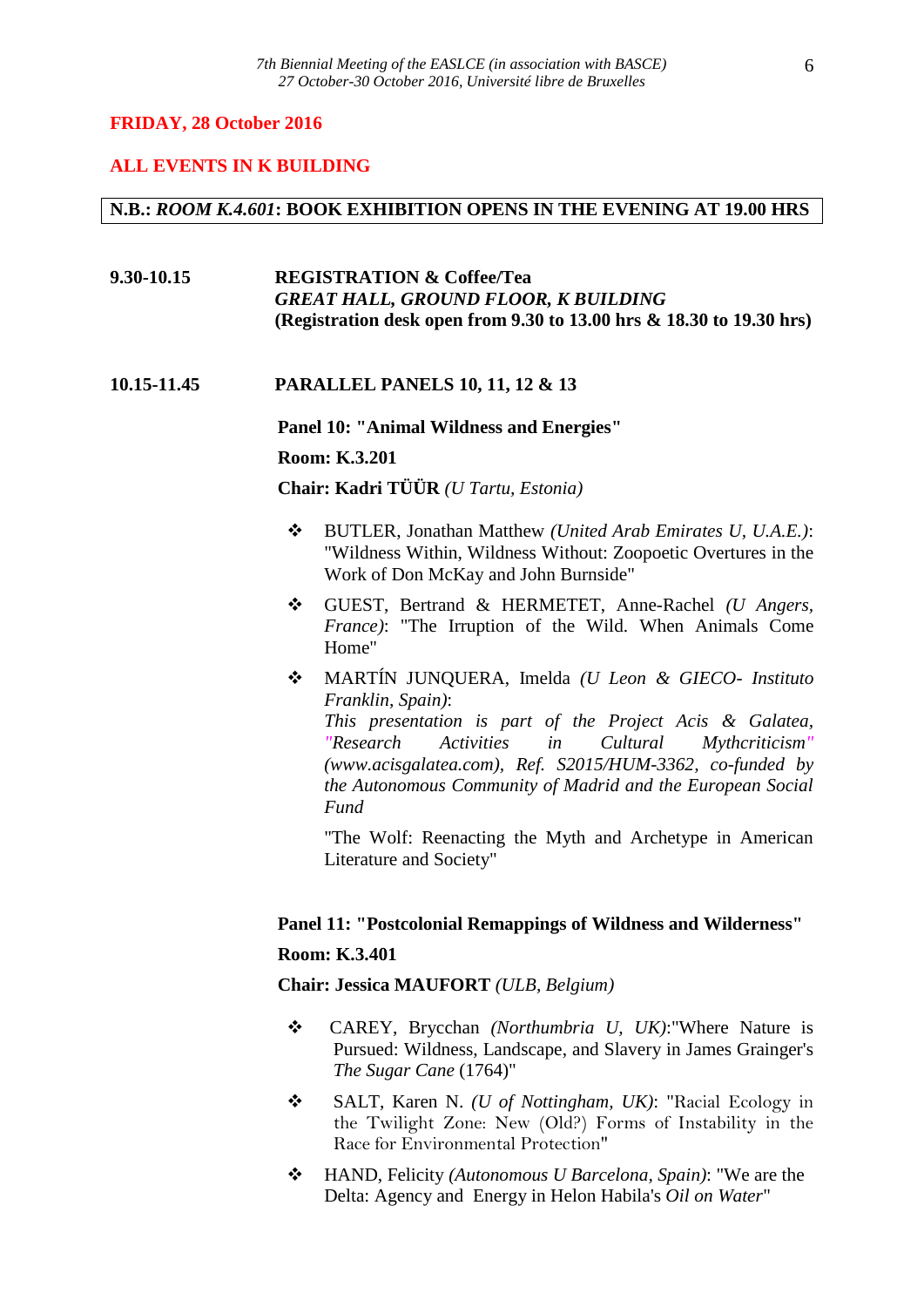**FRIDAY, 28 October 2016**

**ALL EVENTS IN K BUILDING**

**N.B.: *ROOM K.4.601*: BOOK EXHIBITION OPENS IN THE EVENING AT 19.00 HRS**

**9.30-10.15** **REGISTRATION & Coffee/Tea**
***GREAT HALL, GROUND FLOOR, K BUILDING***
**(Registration desk open from 9.30 to 13.00 hrs & 18.30 to 19.30 hrs)**

**10.15-11.45** **PARALLEL PANELS 10, 11, 12 & 13**

**Panel 10: "Animal Wildness and Energies"**

**Room: K.3.201**

**Chair: Kadri TÜÜR** *(U Tartu, Estonia)*

- BUTLER, Jonathan Matthew *(United Arab Emirates U, U.A.E.)*: "Wildness Within, Wildness Without: Zoopoetic Overtures in the Work of Don McKay and John Burnside"
- GUEST, Bertrand & HERMETET, Anne-Rachel *(U Angers, France)*: "The Irruption of the Wild. When Animals Come Home"
- MARTÍN JUNQUERA, Imelda *(U Leon & GIECO- Instituto Franklin, Spain)*:
  *This presentation is part of the Project Acis & Galatea, "Research Activities in Cultural Mythcriticism" (www.acisgalatea.com), Ref. S2015/HUM-3362, co-funded by the Autonomous Community of Madrid and the European Social Fund*

  "The Wolf: Reenacting the Myth and Archetype in American Literature and Society"

**Panel 11: "Postcolonial Remappings of Wildness and Wilderness"**

**Room: K.3.401**

**Chair: Jessica MAUFORT** *(ULB, Belgium)*

- CAREY, Brycchan *(Northumbria U, UK)*:"Where Nature is Pursued: Wildness, Landscape, and Slavery in James Grainger's *The Sugar Cane* (1764)"
- SALT, Karen N. *(U of Nottingham, UK)*: "Racial Ecology in the Twilight Zone: New (Old?) Forms of Instability in the Race for Environmental Protection"
- HAND, Felicity *(Autonomous U Barcelona, Spain)*: "We are the Delta: Agency and Energy in Helon Habila's *Oil on Water*"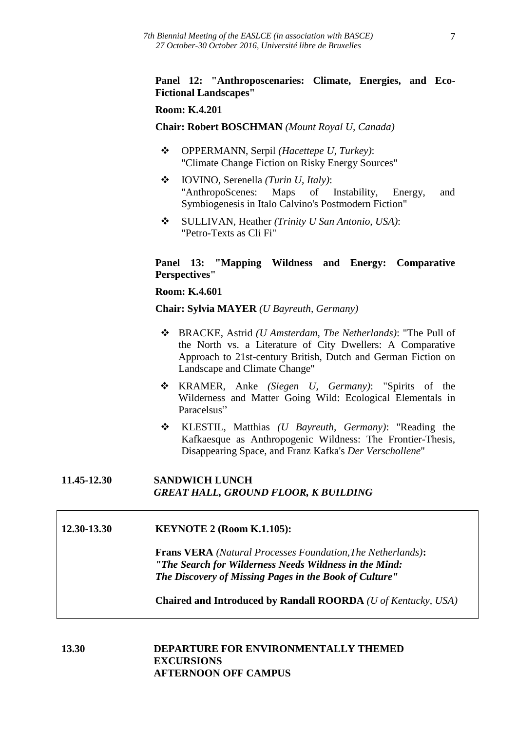**Panel 12: "Anthroposcenaries: Climate, Energies, and Eco-Fictional Landscapes"**

**Room: K.4.201**

**Chair: Robert BOSCHMAN** *(Mount Royal U, Canada)*

- OPPERMANN, Serpil *(Hacettepe U, Turkey)*: "Climate Change Fiction on Risky Energy Sources"
- IOVINO, Serenella *(Turin U, Italy)*: "AnthropoScenes: Maps of Instability, Energy, and Symbiogenesis in Italo Calvino's Postmodern Fiction"
- SULLIVAN, Heather *(Trinity U San Antonio, USA)*: "Petro-Texts as Cli Fi"

**Panel 13: "Mapping Wildness and Energy: Comparative Perspectives"**

**Room: K.4.601**

**Chair: Sylvia MAYER** *(U Bayreuth, Germany)*

- BRACKE, Astrid *(U Amsterdam, The Netherlands)*: "The Pull of the North vs. a Literature of City Dwellers: A Comparative Approach to 21st-century British, Dutch and German Fiction on Landscape and Climate Change"
- KRAMER, Anke *(Siegen U, Germany)*: "Spirits of the Wilderness and Matter Going Wild: Ecological Elementals in Paracelsus"
- KLESTIL, Matthias *(U Bayreuth, Germany)*: "Reading the Kafkaesque as Anthropogenic Wildness: The Frontier-Thesis, Disappearing Space, and Franz Kafka's *Der Verschollene*"

**11.45-12.30** **SANDWICH LUNCH**
***GREAT HALL, GROUND FLOOR, K BUILDING***

**12.30-13.30** **KEYNOTE 2 (Room K.1.105):**

**Frans VERA** *(Natural Processes Foundation,The Netherlands)***:**
***"The Search for Wilderness Needs Wildness in the Mind: The Discovery of Missing Pages in the Book of Culture"***

**Chaired and Introduced by Randall ROORDA** *(U of Kentucky, USA)*

**13.30** **DEPARTURE FOR ENVIRONMENTALLY THEMED EXCURSIONS**
**AFTERNOON OFF CAMPUS**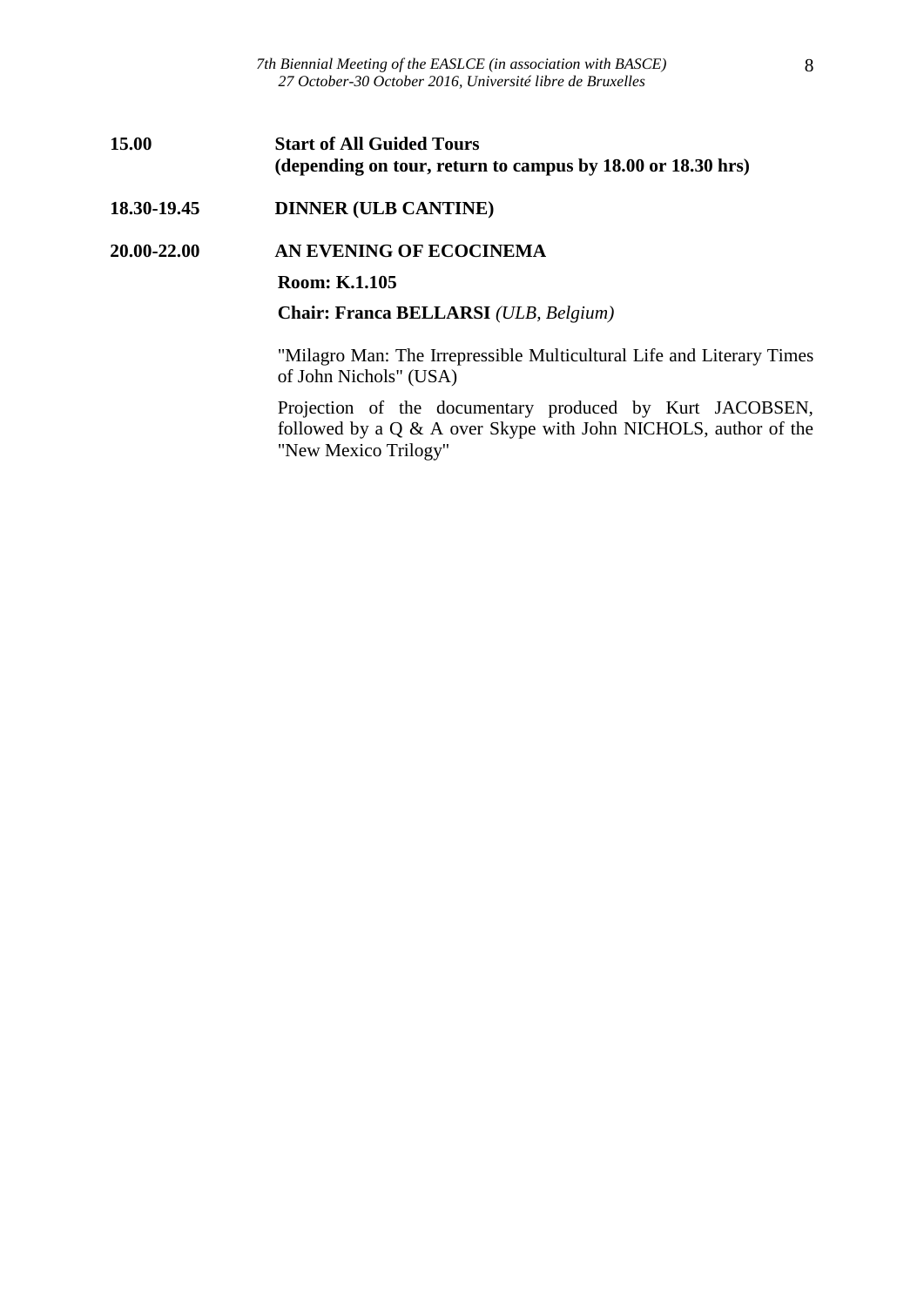**15.00** **Start of All Guided Tours**
**(depending on tour, return to campus by 18.00 or 18.30 hrs)**

**18.30-19.45** **DINNER (ULB CANTINE)**

**20.00-22.00** **AN EVENING OF ECOCINEMA**

**Room: K.1.105**

**Chair: Franca BELLARSI** *(ULB, Belgium)*

"Milagro Man: The Irrepressible Multicultural Life and Literary Times of John Nichols" (USA)

Projection of the documentary produced by Kurt JACOBSEN, followed by a Q & A over Skype with John NICHOLS, author of the "New Mexico Trilogy"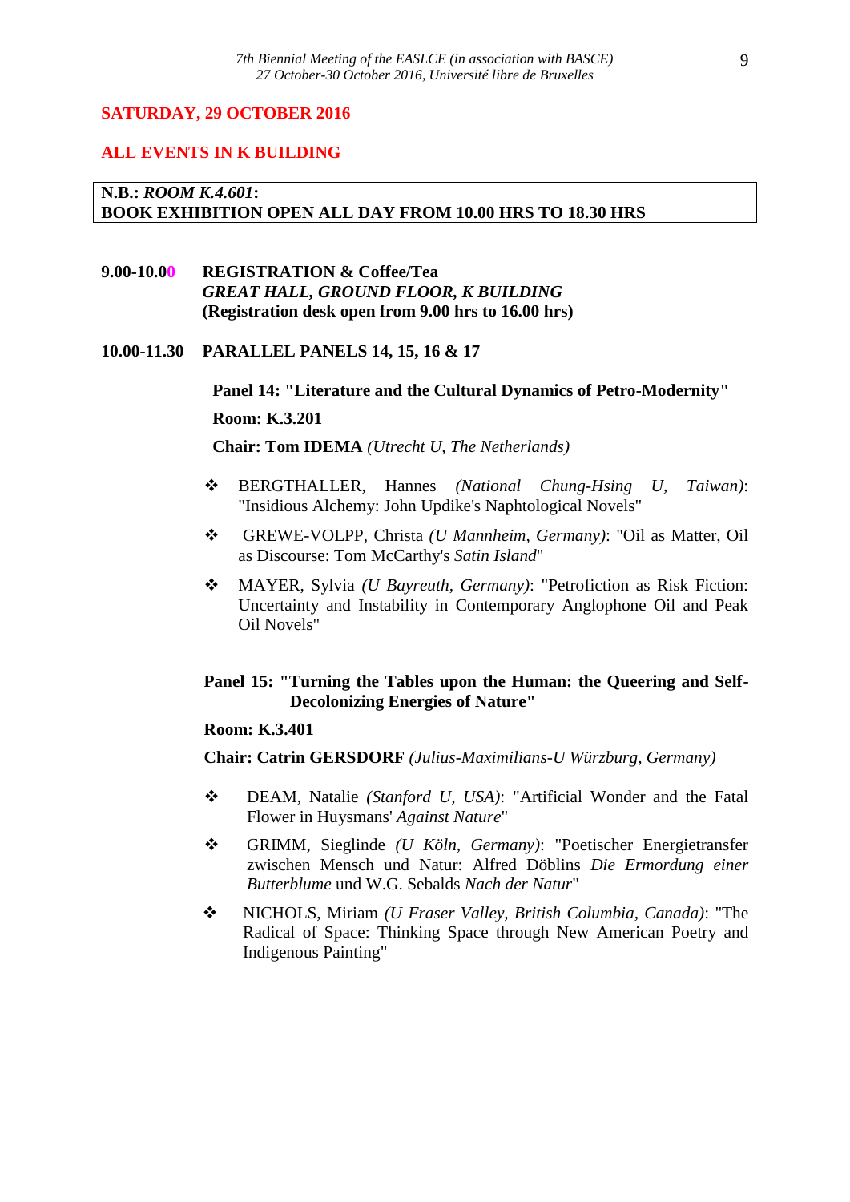## SATURDAY, 29 OCTOBER 2016

## ALL EVENTS IN K BUILDING

**N.B.:** ***ROOM K.4.601*****:**
**BOOK EXHIBITION OPEN ALL DAY FROM 10.00 HRS TO 18.30 HRS**

**9.00-10.00** **REGISTRATION & Coffee/Tea**
***GREAT HALL, GROUND FLOOR, K BUILDING***
**(Registration desk open from 9.00 hrs to 16.00 hrs)**

**10.00-11.30** **PARALLEL PANELS 14, 15, 16 & 17**

**Panel 14: "Literature and the Cultural Dynamics of Petro-Modernity"**

**Room: K.3.201**

**Chair: Tom IDEMA** *(Utrecht U, The Netherlands)*

- BERGTHALLER, Hannes *(National Chung-Hsing U, Taiwan)*: "Insidious Alchemy: John Updike's Naphtological Novels"
- GREWE-VOLPP, Christa *(U Mannheim, Germany)*: "Oil as Matter, Oil as Discourse: Tom McCarthy's *Satin Island*"
- MAYER, Sylvia *(U Bayreuth, Germany)*: "Petrofiction as Risk Fiction: Uncertainty and Instability in Contemporary Anglophone Oil and Peak Oil Novels"

**Panel 15: "Turning the Tables upon the Human: the Queering and Self-Decolonizing Energies of Nature"**

**Room: K.3.401**

**Chair: Catrin GERSDORF** *(Julius-Maximilians-U Würzburg, Germany)*

- DEAM, Natalie *(Stanford U, USA)*: "Artificial Wonder and the Fatal Flower in Huysmans' *Against Nature*"
- GRIMM, Sieglinde *(U Köln, Germany)*: "Poetischer Energietransfer zwischen Mensch und Natur: Alfred Döblins *Die Ermordung einer Butterblume* und W.G. Sebalds *Nach der Natur*"
- NICHOLS, Miriam *(U Fraser Valley, British Columbia, Canada)*: "The Radical of Space: Thinking Space through New American Poetry and Indigenous Painting"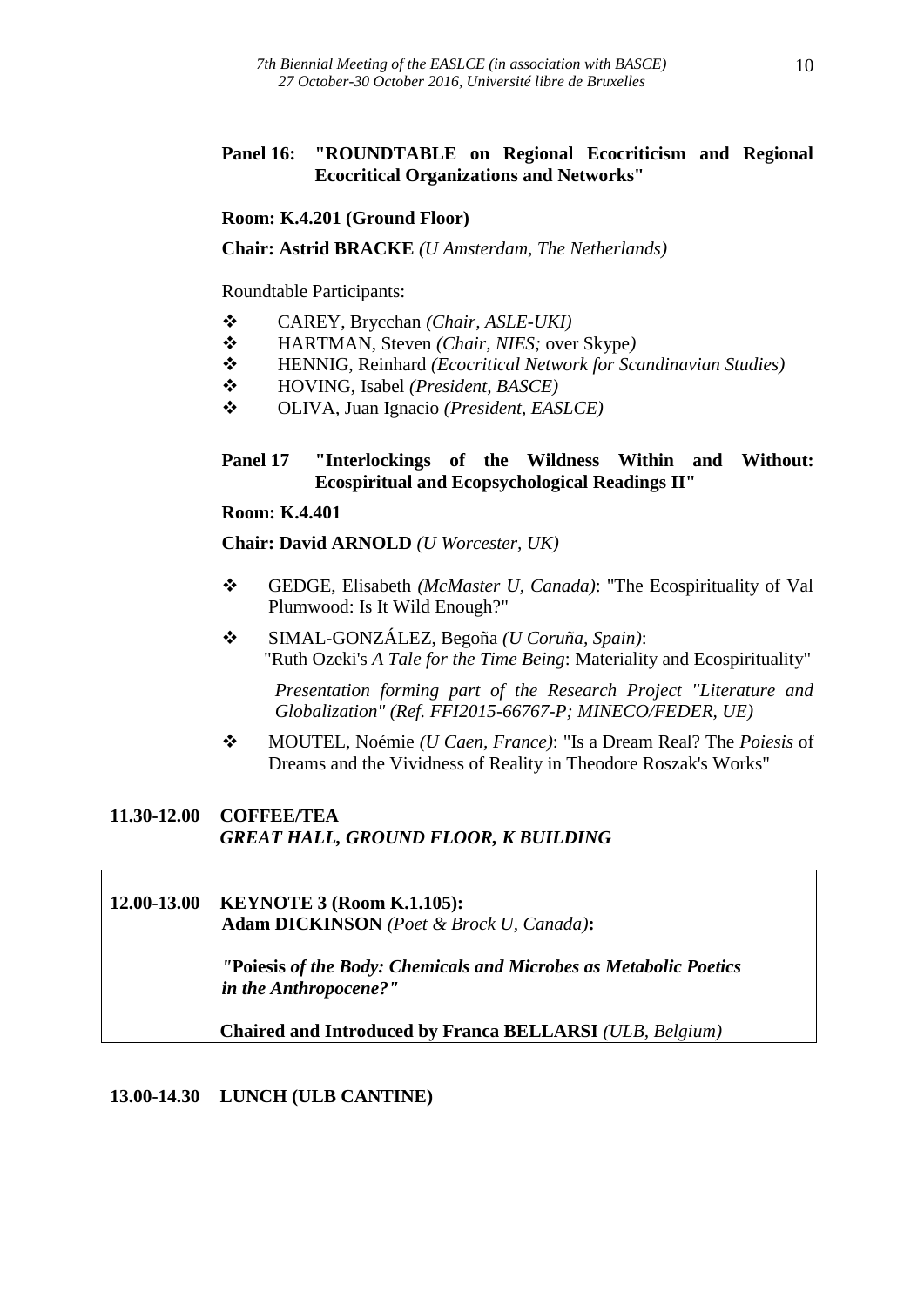**Panel 16: "ROUNDTABLE on Regional Ecocriticism and Regional Ecocritical Organizations and Networks"**

**Room: K.4.201 (Ground Floor)**

**Chair: Astrid BRACKE** *(U Amsterdam, The Netherlands)*

Roundtable Participants:

- CAREY, Brycchan *(Chair, ASLE-UKI)*
- HARTMAN, Steven *(Chair, NIES;* over Skype*)*
- HENNIG, Reinhard *(Ecocritical Network for Scandinavian Studies)*
- HOVING, Isabel *(President, BASCE)*
- OLIVA, Juan Ignacio *(President, EASLCE)*

**Panel 17 "Interlockings of the Wildness Within and Without: Ecospiritual and Ecopsychological Readings II"**

**Room: K.4.401**

**Chair: David ARNOLD** *(U Worcester, UK)*

- GEDGE, Elisabeth *(McMaster U, Canada)*: "The Ecospirituality of Val Plumwood: Is It Wild Enough?"
- SIMAL-GONZÁLEZ, Begoña *(U Coruña, Spain)*: "Ruth Ozeki's *A Tale for the Time Being*: Materiality and Ecospirituality"

  *Presentation forming part of the Research Project "Literature and Globalization" (Ref. FFI2015-66767-P; MINECO/FEDER, UE)*

- MOUTEL, Noémie *(U Caen, France)*: "Is a Dream Real? The *Poiesis* of Dreams and the Vividness of Reality in Theodore Roszak's Works"

**11.30-12.00 COFFEE/TEA**
***GREAT HALL, GROUND FLOOR, K BUILDING***

**12.00-13.00 KEYNOTE 3 (Room K.1.105):**
**Adam DICKINSON** *(Poet & Brock U, Canada)***:**

*"***Poiesis** ***of the Body: Chemicals and Microbes as Metabolic Poetics in the Anthropocene?"***

**Chaired and Introduced by Franca BELLARSI** *(ULB, Belgium)*

**13.00-14.30 LUNCH (ULB CANTINE)**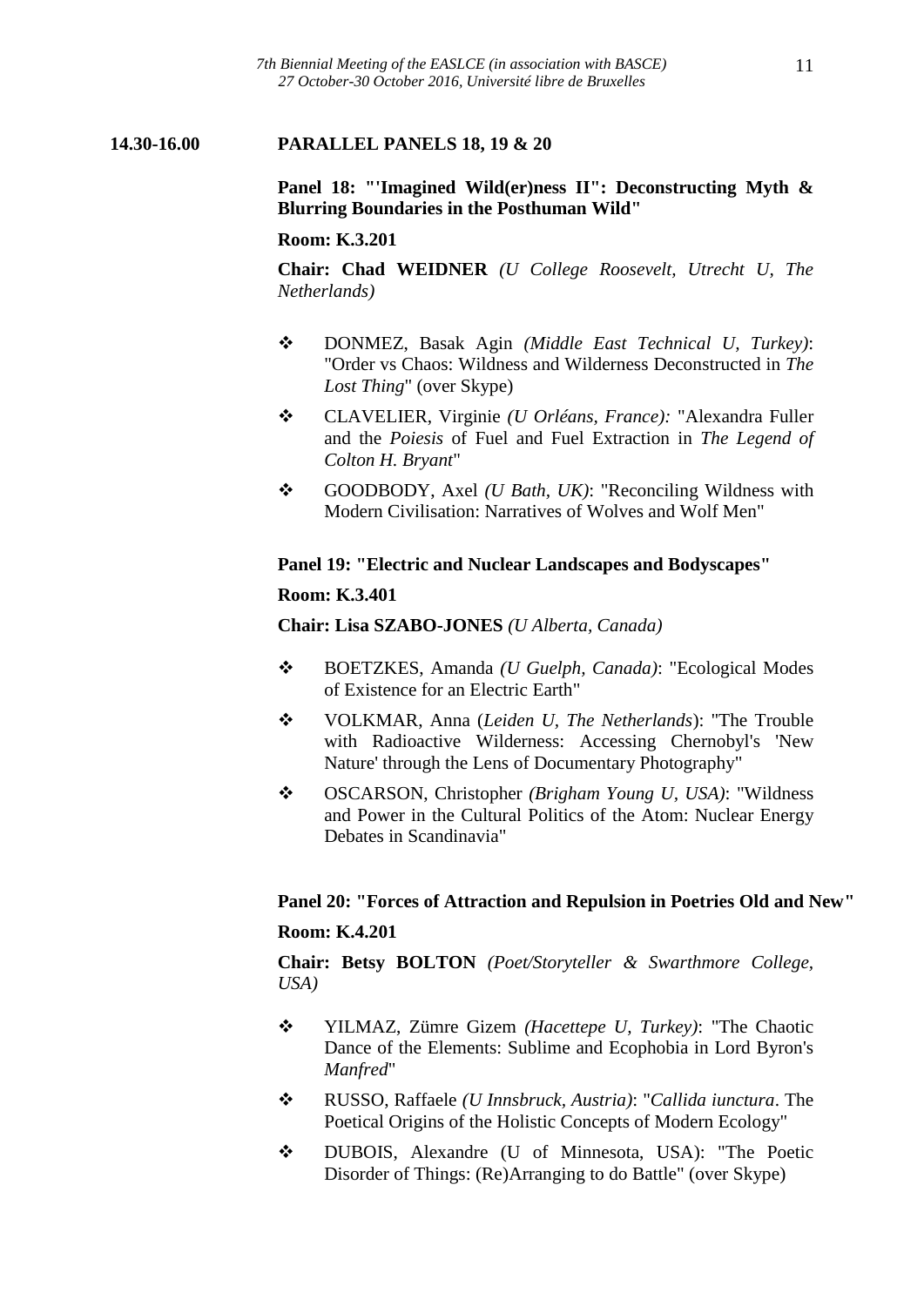**14.30-16.00 PARALLEL PANELS 18, 19 & 20**

**Panel 18: "'Imagined Wild(er)ness II": Deconstructing Myth & Blurring Boundaries in the Posthuman Wild"**

**Room: K.3.201**

**Chair: Chad WEIDNER** *(U College Roosevelt, Utrecht U, The Netherlands)*

- DONMEZ, Basak Agin *(Middle East Technical U, Turkey)*: "Order vs Chaos: Wildness and Wilderness Deconstructed in *The Lost Thing*" (over Skype)
- CLAVELIER, Virginie *(U Orléans, France):* "Alexandra Fuller and the *Poiesis* of Fuel and Fuel Extraction in *The Legend of Colton H. Bryant*"
- GOODBODY, Axel *(U Bath, UK)*: "Reconciling Wildness with Modern Civilisation: Narratives of Wolves and Wolf Men"

**Panel 19: "Electric and Nuclear Landscapes and Bodyscapes"**

**Room: K.3.401**

**Chair: Lisa SZABO-JONES** *(U Alberta, Canada)*

- BOETZKES, Amanda *(U Guelph, Canada)*: "Ecological Modes of Existence for an Electric Earth"
- VOLKMAR, Anna (*Leiden U, The Netherlands*): "The Trouble with Radioactive Wilderness: Accessing Chernobyl's 'New Nature' through the Lens of Documentary Photography"
- OSCARSON, Christopher *(Brigham Young U, USA)*: "Wildness and Power in the Cultural Politics of the Atom: Nuclear Energy Debates in Scandinavia"

**Panel 20: "Forces of Attraction and Repulsion in Poetries Old and New"**

**Room: K.4.201**

**Chair: Betsy BOLTON** *(Poet/Storyteller & Swarthmore College, USA)*

- YILMAZ, Zümre Gizem *(Hacettepe U, Turkey)*: "The Chaotic Dance of the Elements: Sublime and Ecophobia in Lord Byron's *Manfred*"
- RUSSO, Raffaele *(U Innsbruck, Austria)*: "*Callida iunctura*. The Poetical Origins of the Holistic Concepts of Modern Ecology"
- DUBOIS, Alexandre (U of Minnesota, USA): "The Poetic Disorder of Things: (Re)Arranging to do Battle" (over Skype)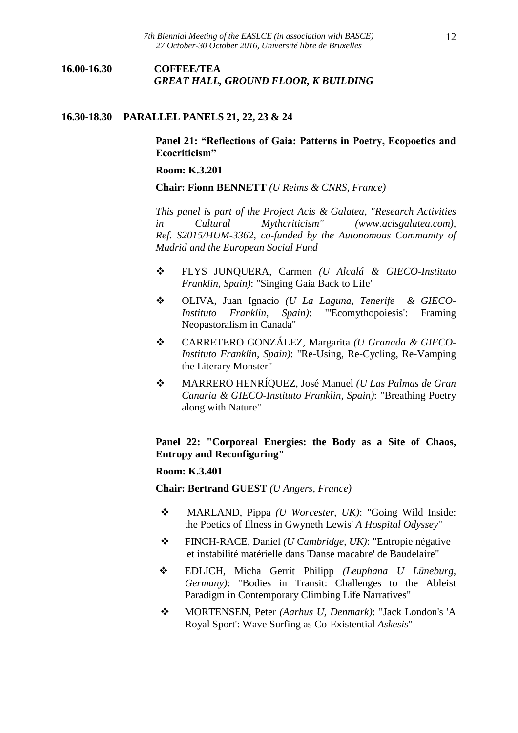**16.00-16.30 COFFEE/TEA**
***GREAT HALL, GROUND FLOOR, K BUILDING***

**16.30-18.30 PARALLEL PANELS 21, 22, 23 & 24**

**Panel 21: “Reflections of Gaia: Patterns in Poetry, Ecopoetics and Ecocriticism”**

**Room: K.3.201**

**Chair: Fionn BENNETT** *(U Reims & CNRS, France)*

*This panel is part of the Project Acis & Galatea, "Research Activities in Cultural Mythcriticism" (www.acisgalatea.com), Ref. S2015/HUM-3362, co-funded by the Autonomous Community of Madrid and the European Social Fund*

- FLYS JUNQUERA, Carmen *(U Alcalá & GIECO-Instituto Franklin, Spain)*: "Singing Gaia Back to Life"
- OLIVA, Juan Ignacio *(U La Laguna, Tenerife & GIECO-Instituto Franklin, Spain)*: "'Ecomythopoiesis': Framing Neopastoralism in Canada"
- CARRETERO GONZÁLEZ, Margarita *(U Granada & GIECO-Instituto Franklin, Spain)*: "Re-Using, Re-Cycling, Re-Vamping the Literary Monster"
- MARRERO HENRÍQUEZ, José Manuel *(U Las Palmas de Gran Canaria & GIECO-Instituto Franklin, Spain)*: "Breathing Poetry along with Nature"

**Panel 22: "Corporeal Energies: the Body as a Site of Chaos, Entropy and Reconfiguring"**

**Room: K.3.401**

**Chair: Bertrand GUEST** *(U Angers, France)*

- MARLAND, Pippa *(U Worcester, UK)*: "Going Wild Inside: the Poetics of Illness in Gwyneth Lewis' *A Hospital Odyssey*"
- FINCH-RACE, Daniel *(U Cambridge, UK)*: "Entropie négative et instabilité matérielle dans 'Danse macabre' de Baudelaire"
- EDLICH, Micha Gerrit Philipp *(Leuphana U Lüneburg, Germany)*: "Bodies in Transit: Challenges to the Ableist Paradigm in Contemporary Climbing Life Narratives"
- MORTENSEN, Peter *(Aarhus U, Denmark)*: "Jack London's 'A Royal Sport': Wave Surfing as Co-Existential *Askesis*"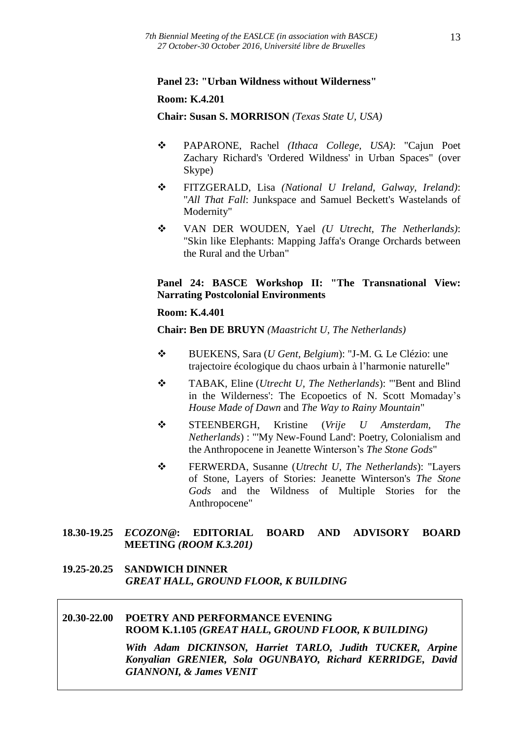**Panel 23: "Urban Wildness without Wilderness"**

**Room: K.4.201**

**Chair: Susan S. MORRISON** *(Texas State U, USA)*

- PAPARONE, Rachel *(Ithaca College, USA)*: "Cajun Poet Zachary Richard's 'Ordered Wildness' in Urban Spaces" (over Skype)
- FITZGERALD, Lisa *(National U Ireland, Galway, Ireland)*: "*All That Fall*: Junkspace and Samuel Beckett's Wastelands of Modernity"
- VAN DER WOUDEN, Yael *(U Utrecht, The Netherlands)*: "Skin like Elephants: Mapping Jaffa's Orange Orchards between the Rural and the Urban"

**Panel 24: BASCE Workshop II: "The Transnational View: Narrating Postcolonial Environments**

**Room: K.4.401**

**Chair: Ben DE BRUYN** *(Maastricht U, The Netherlands)*

- BUEKENS, Sara (*U Gent, Belgium*): "J-M. G. Le Clézio: une trajectoire écologique du chaos urbain à l'harmonie naturelle"
- TABAK, Eline (*Utrecht U, The Netherlands*): "'Bent and Blind in the Wilderness': The Ecopoetics of N. Scott Momaday's *House Made of Dawn* and *The Way to Rainy Mountain*"
- STEENBERGH, Kristine (*Vrije U Amsterdam, The Netherlands*) : "'My New-Found Land': Poetry, Colonialism and the Anthropocene in Jeanette Winterson's *The Stone Gods*"
- FERWERDA, Susanne (*Utrecht U, The Netherlands*): "Layers of Stone, Layers of Stories: Jeanette Winterson's *The Stone Gods* and the Wildness of Multiple Stories for the Anthropocene"

**18.30-19.25** ***ECOZON@*: EDITORIAL BOARD AND ADVISORY BOARD MEETING *(ROOM K.3.201)***

**19.25-20.25 SANDWICH DINNER**
***GREAT HALL, GROUND FLOOR, K BUILDING***

**20.30-22.00 POETRY AND PERFORMANCE EVENING**
**ROOM K.1.105 *(GREAT HALL, GROUND FLOOR, K BUILDING)***

***With Adam DICKINSON, Harriet TARLO, Judith TUCKER, Arpine Konyalian GRENIER, Sola OGUNBAYO, Richard KERRIDGE, David GIANNONI, & James VENIT***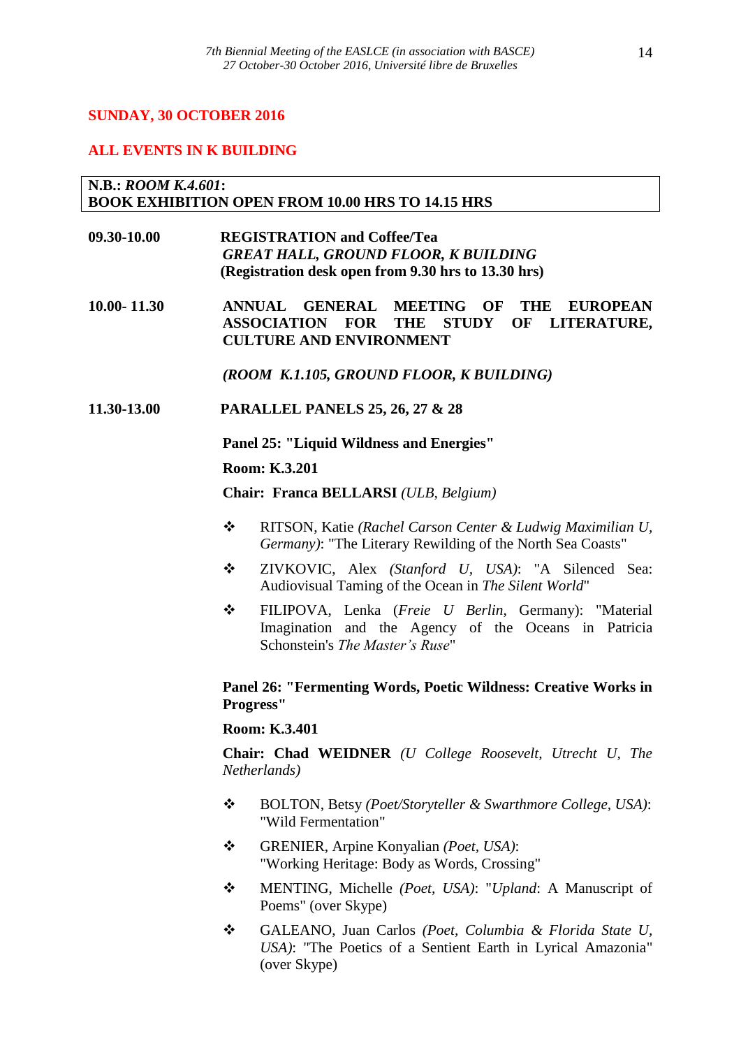## SUNDAY, 30 OCTOBER 2016

## ALL EVENTS IN K BUILDING

**N.B.:** ***ROOM K.4.601*****:**
**BOOK EXHIBITION OPEN FROM 10.00 HRS TO 14.15 HRS**

**09.30-10.00** **REGISTRATION and Coffee/Tea**
***GREAT HALL, GROUND FLOOR, K BUILDING***
**(Registration desk open from 9.30 hrs to 13.30 hrs)**

**10.00- 11.30** **ANNUAL GENERAL MEETING OF THE EUROPEAN ASSOCIATION FOR THE STUDY OF LITERATURE, CULTURE AND ENVIRONMENT**

***(ROOM K.1.105, GROUND FLOOR, K BUILDING)***

**11.30-13.00** **PARALLEL PANELS 25, 26, 27 & 28**

**Panel 25: "Liquid Wildness and Energies"**

**Room: K.3.201**

**Chair: Franca BELLARSI** *(ULB, Belgium)*

- ❖ RITSON, Katie *(Rachel Carson Center & Ludwig Maximilian U, Germany)*: "The Literary Rewilding of the North Sea Coasts"
- ❖ ZIVKOVIC, Alex *(Stanford U, USA)*: "A Silenced Sea: Audiovisual Taming of the Ocean in *The Silent World*"
- ❖ FILIPOVA, Lenka (*Freie U Berlin*, Germany): "Material Imagination and the Agency of the Oceans in Patricia Schonstein's *The Master's Ruse*"

**Panel 26: "Fermenting Words, Poetic Wildness: Creative Works in Progress"**

**Room: K.3.401**

**Chair: Chad WEIDNER** *(U College Roosevelt, Utrecht U, The Netherlands)*

- ❖ BOLTON, Betsy *(Poet/Storyteller & Swarthmore College, USA)*: "Wild Fermentation"
- ❖ GRENIER, Arpine Konyalian *(Poet, USA)*: "Working Heritage: Body as Words, Crossing"
- ❖ MENTING, Michelle *(Poet, USA)*: "*Upland*: A Manuscript of Poems" (over Skype)
- ❖ GALEANO, Juan Carlos *(Poet, Columbia & Florida State U, USA)*: "The Poetics of a Sentient Earth in Lyrical Amazonia" (over Skype)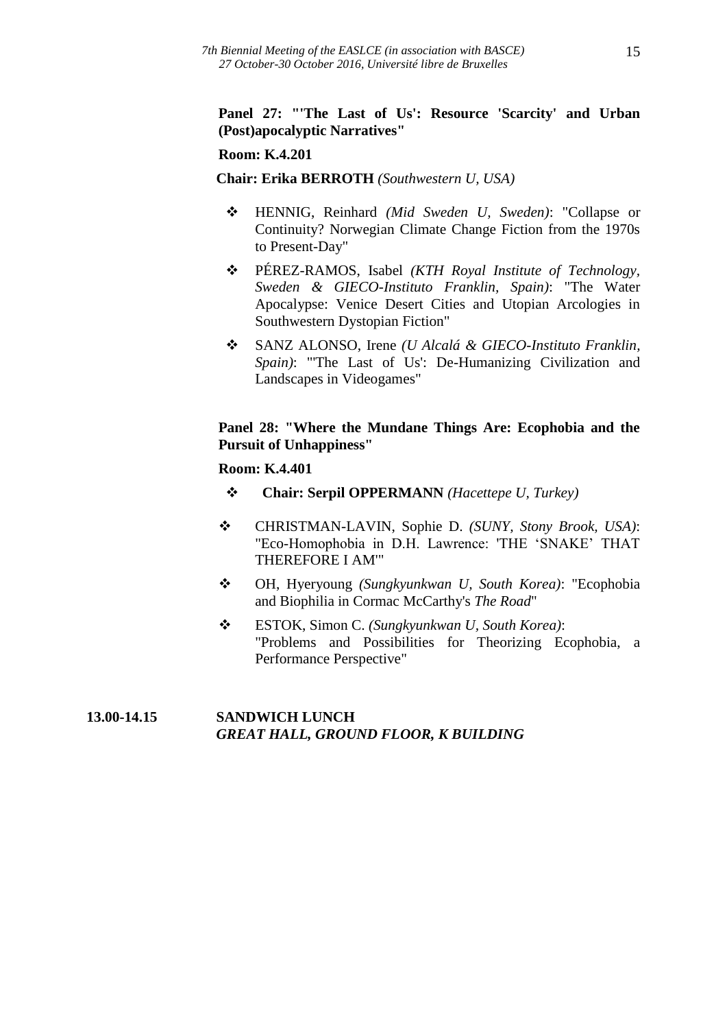**Panel 27: "'The Last of Us': Resource 'Scarcity' and Urban (Post)apocalyptic Narratives"**

**Room: K.4.201**

**Chair: Erika BERROTH** *(Southwestern U, USA)*

- HENNIG, Reinhard *(Mid Sweden U, Sweden)*: "Collapse or Continuity? Norwegian Climate Change Fiction from the 1970s to Present-Day"
- PÉREZ-RAMOS, Isabel *(KTH Royal Institute of Technology, Sweden & GIECO-Instituto Franklin, Spain)*: "The Water Apocalypse: Venice Desert Cities and Utopian Arcologies in Southwestern Dystopian Fiction"
- SANZ ALONSO, Irene *(U Alcalá & GIECO-Instituto Franklin, Spain)*: "'The Last of Us': De-Humanizing Civilization and Landscapes in Videogames"

**Panel 28: "Where the Mundane Things Are: Ecophobia and the Pursuit of Unhappiness"**

**Room: K.4.401**

- **Chair: Serpil OPPERMANN** *(Hacettepe U, Turkey)*
- CHRISTMAN-LAVIN, Sophie D. *(SUNY, Stony Brook, USA)*: "Eco-Homophobia in D.H. Lawrence: 'THE 'SNAKE' THAT THEREFORE I AM'"
- OH, Hyeryoung *(Sungkyunkwan U, South Korea)*: "Ecophobia and Biophilia in Cormac McCarthy's *The Road*"
- ESTOK, Simon C. *(Sungkyunkwan U, South Korea)*: "Problems and Possibilities for Theorizing Ecophobia, a Performance Perspective"

**13.00-14.15** **SANDWICH LUNCH**
***GREAT HALL, GROUND FLOOR, K BUILDING***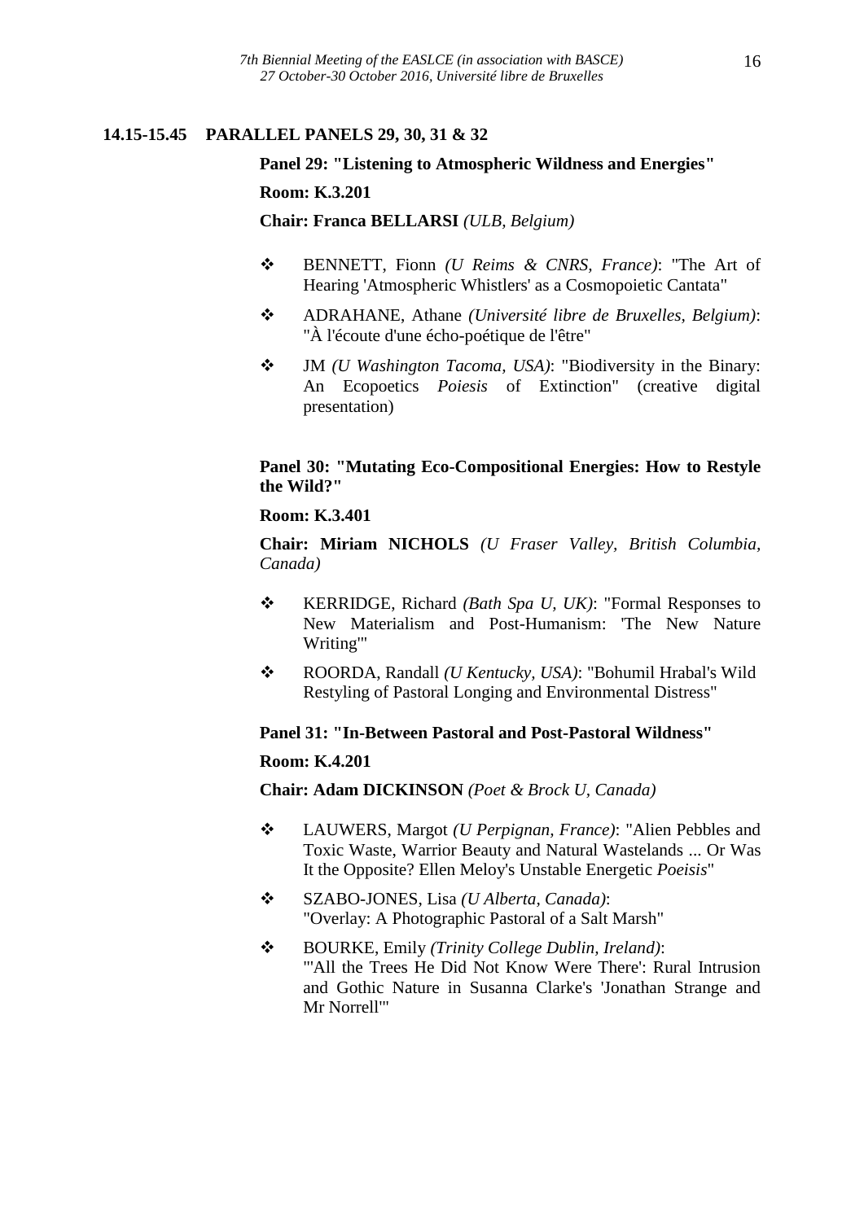**14.15-15.45 PARALLEL PANELS 29, 30, 31 & 32**

**Panel 29: "Listening to Atmospheric Wildness and Energies"**

**Room: K.3.201**

**Chair: Franca BELLARSI** *(ULB, Belgium)*

- BENNETT, Fionn *(U Reims & CNRS, France)*: "The Art of Hearing 'Atmospheric Whistlers' as a Cosmopoietic Cantata"
- ADRAHANE, Athane *(Université libre de Bruxelles, Belgium)*: "À l'écoute d'une écho-poétique de l'être"
- JM *(U Washington Tacoma, USA)*: "Biodiversity in the Binary: An Ecopoetics *Poiesis* of Extinction" (creative digital presentation)

**Panel 30: "Mutating Eco-Compositional Energies: How to Restyle the Wild?"**

**Room: K.3.401**

**Chair: Miriam NICHOLS** *(U Fraser Valley, British Columbia, Canada)*

- KERRIDGE, Richard *(Bath Spa U, UK)*: "Formal Responses to New Materialism and Post-Humanism: 'The New Nature Writing'"
- ROORDA, Randall *(U Kentucky, USA)*: "Bohumil Hrabal's Wild Restyling of Pastoral Longing and Environmental Distress"

**Panel 31: "In-Between Pastoral and Post-Pastoral Wildness"**

**Room: K.4.201**

**Chair: Adam DICKINSON** *(Poet & Brock U, Canada)*

- LAUWERS, Margot *(U Perpignan, France)*: "Alien Pebbles and Toxic Waste, Warrior Beauty and Natural Wastelands ... Or Was It the Opposite? Ellen Meloy's Unstable Energetic *Poeisis*"
- SZABO-JONES, Lisa *(U Alberta, Canada)*: "Overlay: A Photographic Pastoral of a Salt Marsh"
- BOURKE, Emily *(Trinity College Dublin, Ireland)*: "'All the Trees He Did Not Know Were There': Rural Intrusion and Gothic Nature in Susanna Clarke's 'Jonathan Strange and Mr Norrell'"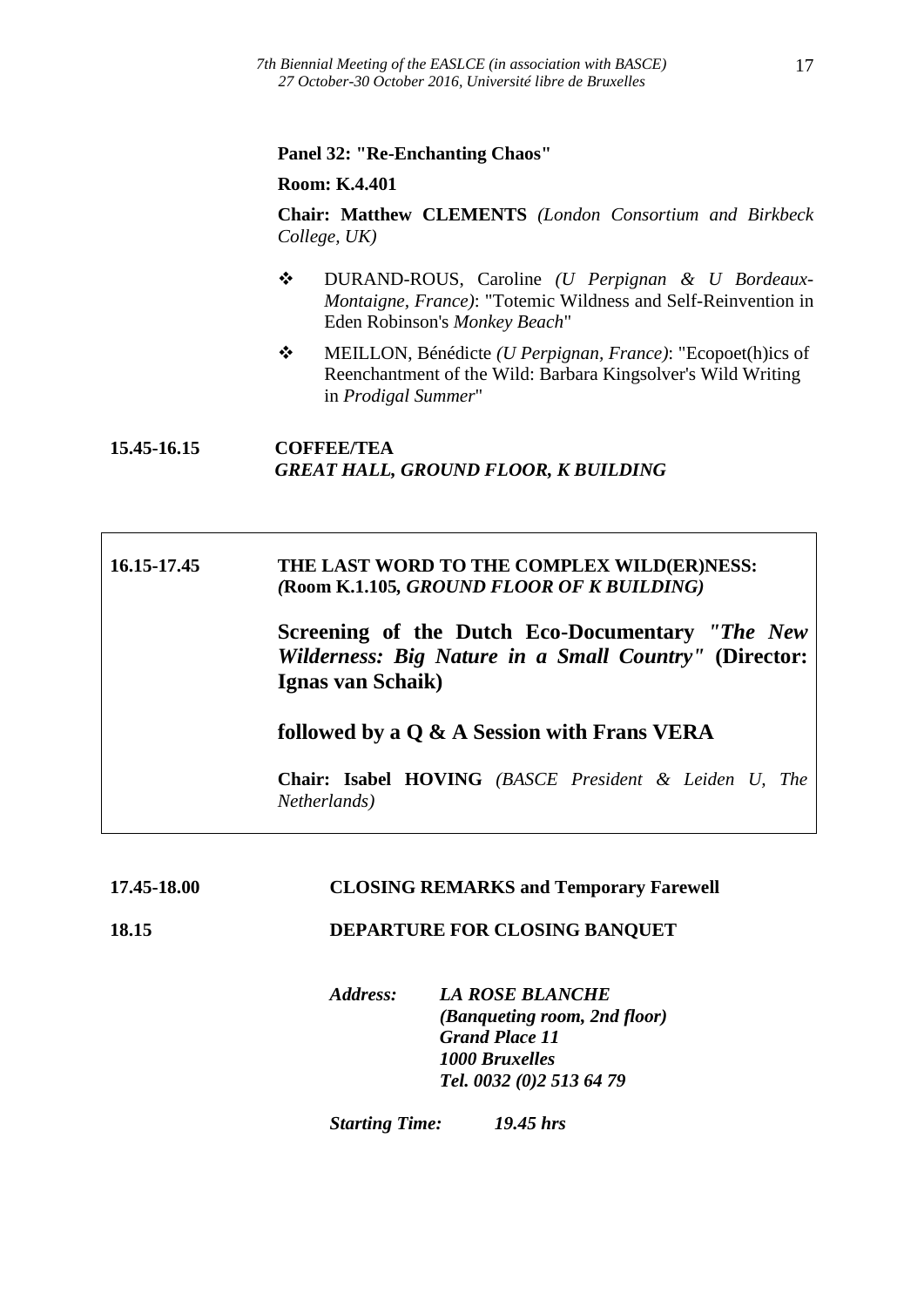**Panel 32: "Re-Enchanting Chaos"**

**Room: K.4.401**

**Chair: Matthew CLEMENTS** *(London Consortium and Birkbeck College, UK)*

- DURAND-ROUS, Caroline *(U Perpignan & U Bordeaux-Montaigne, France)*: "Totemic Wildness and Self-Reinvention in Eden Robinson's *Monkey Beach*"
- MEILLON, Bénédicte *(U Perpignan, France)*: "Ecopoet(h)ics of Reenchantment of the Wild: Barbara Kingsolver's Wild Writing in *Prodigal Summer*"

**15.45-16.15** **COFFEE/TEA**
***GREAT HALL, GROUND FLOOR, K BUILDING***

**16.15-17.45** **THE LAST WORD TO THE COMPLEX WILD(ER)NESS:** **(Room K.1.105,** ***GROUND FLOOR OF K BUILDING)***

**Screening of the Dutch Eco-Documentary *"The New Wilderness: Big Nature in a Small Country"* (Director: Ignas van Schaik)**

**followed by a Q & A Session with Frans VERA**

**Chair: Isabel HOVING** *(BASCE President & Leiden U, The Netherlands)*

**17.45-18.00** **CLOSING REMARKS and Temporary Farewell**

**18.15** **DEPARTURE FOR CLOSING BANQUET**

***Address:*** ***LA ROSE BLANCHE***
***(Banqueting room, 2nd floor)***
***Grand Place 11***
***1000 Bruxelles***
***Tel. 0032 (0)2 513 64 79***

***Starting Time:*** ***19.45 hrs***